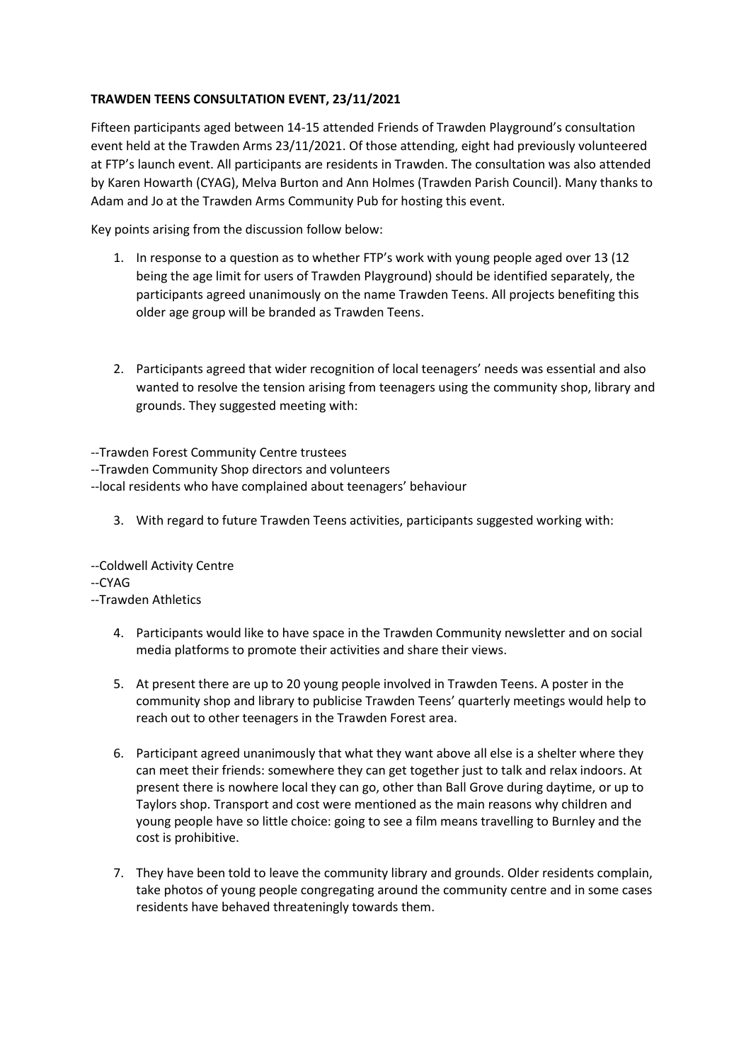**TRAWDEN TEENS CONSULTATION EVENT, 23/11/2021**

Fifteen participants aged between 14-15 attended Friends of Trawden Playground's consultation event held at the Trawden Arms 23/11/2021. Of those attending, eight had previously volunteered at FTP's launch event. All participants are residents in Trawden. The consultation was also attended by Karen Howarth (CYAG), Melva Burton and Ann Holmes (Trawden Parish Council). Many thanks to Adam and Jo at the Trawden Arms Community Pub for hosting this event.

Key points arising from the discussion follow below:

1. In response to a question as to whether FTP's work with young people aged over 13 (12 being the age limit for users of Trawden Playground) should be identified separately, the participants agreed unanimously on the name Trawden Teens. All projects benefiting this older age group will be branded as Trawden Teens.

2. Participants agreed that wider recognition of local teenagers' needs was essential and also wanted to resolve the tension arising from teenagers using the community shop, library and grounds. They suggested meeting with:

--Trawden Forest Community Centre trustees
--Trawden Community Shop directors and volunteers
--local residents who have complained about teenagers' behaviour

3. With regard to future Trawden Teens activities, participants suggested working with:

--Coldwell Activity Centre
--CYAG
--Trawden Athletics

4. Participants would like to have space in the Trawden Community newsletter and on social media platforms to promote their activities and share their views.

5. At present there are up to 20 young people involved in Trawden Teens. A poster in the community shop and library to publicise Trawden Teens' quarterly meetings would help to reach out to other teenagers in the Trawden Forest area.

6. Participant agreed unanimously that what they want above all else is a shelter where they can meet their friends: somewhere they can get together just to talk and relax indoors. At present there is nowhere local they can go, other than Ball Grove during daytime, or up to Taylors shop. Transport and cost were mentioned as the main reasons why children and young people have so little choice: going to see a film means travelling to Burnley and the cost is prohibitive.

7. They have been told to leave the community library and grounds. Older residents complain, take photos of young people congregating around the community centre and in some cases residents have behaved threateningly towards them.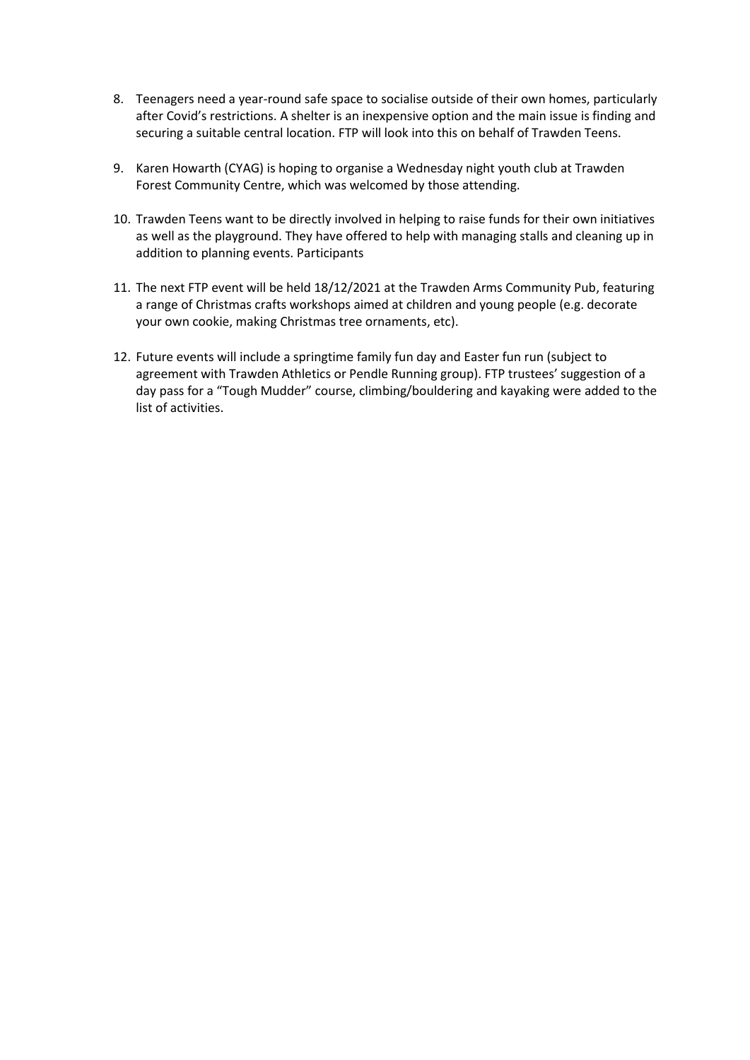8. Teenagers need a year-round safe space to socialise outside of their own homes, particularly after Covid's restrictions. A shelter is an inexpensive option and the main issue is finding and securing a suitable central location. FTP will look into this on behalf of Trawden Teens.

9. Karen Howarth (CYAG) is hoping to organise a Wednesday night youth club at Trawden Forest Community Centre, which was welcomed by those attending.

10. Trawden Teens want to be directly involved in helping to raise funds for their own initiatives as well as the playground. They have offered to help with managing stalls and cleaning up in addition to planning events. Participants

11. The next FTP event will be held 18/12/2021 at the Trawden Arms Community Pub, featuring a range of Christmas crafts workshops aimed at children and young people (e.g. decorate your own cookie, making Christmas tree ornaments, etc).

12. Future events will include a springtime family fun day and Easter fun run (subject to agreement with Trawden Athletics or Pendle Running group). FTP trustees' suggestion of a day pass for a "Tough Mudder" course, climbing/bouldering and kayaking were added to the list of activities.